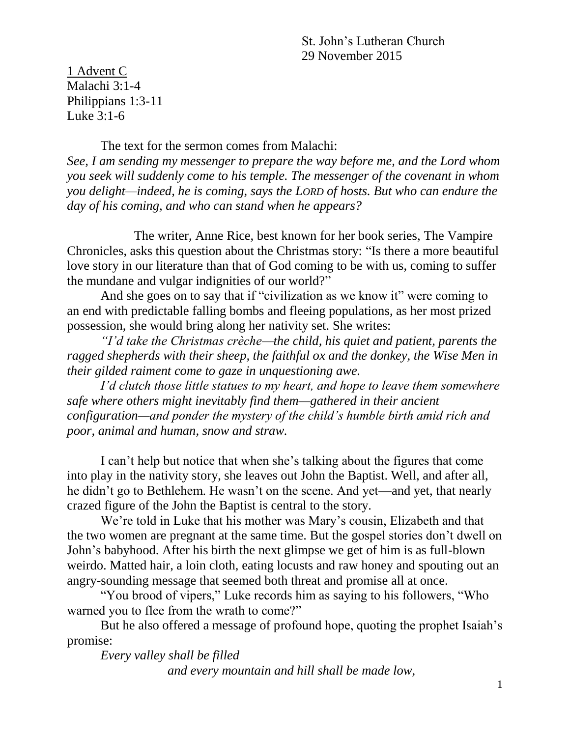St. John's Lutheran Church
29 November 2015

1 Advent C
Malachi 3:1-4
Philippians 1:3-11
Luke 3:1-6

The text for the sermon comes from Malachi:
*See, I am sending my messenger to prepare the way before me, and the Lord whom you seek will suddenly come to his temple. The messenger of the covenant in whom you delight—indeed, he is coming, says the LORD of hosts. But who can endure the day of his coming, and who can stand when he appears?*

The writer, Anne Rice, best known for her book series, The Vampire Chronicles, asks this question about the Christmas story: "Is there a more beautiful love story in our literature than that of God coming to be with us, coming to suffer the mundane and vulgar indignities of our world?"

And she goes on to say that if "civilization as we know it" were coming to an end with predictable falling bombs and fleeing populations, as her most prized possession, she would bring along her nativity set. She writes:

*"I'd take the Christmas crèche—the child, his quiet and patient, parents the ragged shepherds with their sheep, the faithful ox and the donkey, the Wise Men in their gilded raiment come to gaze in unquestioning awe.*

*I'd clutch those little statues to my heart, and hope to leave them somewhere safe where others might inevitably find them—gathered in their ancient configuration—and ponder the mystery of the child's humble birth amid rich and poor, animal and human, snow and straw.*

I can't help but notice that when she's talking about the figures that come into play in the nativity story, she leaves out John the Baptist. Well, and after all, he didn't go to Bethlehem. He wasn't on the scene. And yet—and yet, that nearly crazed figure of the John the Baptist is central to the story.

We're told in Luke that his mother was Mary's cousin, Elizabeth and that the two women are pregnant at the same time. But the gospel stories don't dwell on John's babyhood. After his birth the next glimpse we get of him is as full-blown weirdo. Matted hair, a loin cloth, eating locusts and raw honey and spouting out an angry-sounding message that seemed both threat and promise all at once.

"You brood of vipers," Luke records him as saying to his followers, "Who warned you to flee from the wrath to come?"

But he also offered a message of profound hope, quoting the prophet Isaiah's promise:

*Every valley shall be filled*
*and every mountain and hill shall be made low,*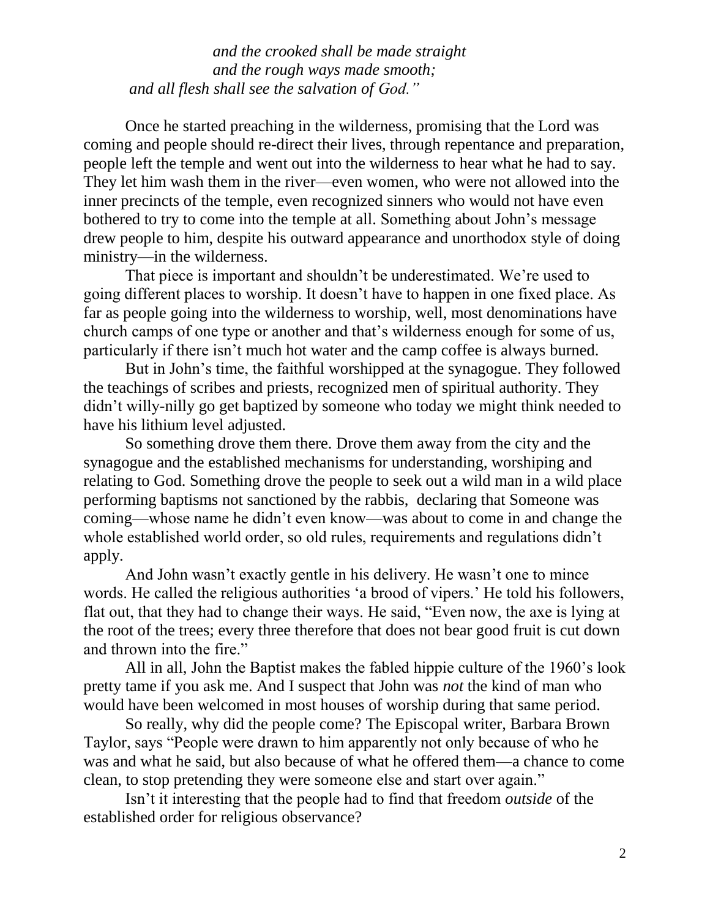*and the crooked shall be made straight*
*and the rough ways made smooth;*
*and all flesh shall see the salvation of God."*

Once he started preaching in the wilderness, promising that the Lord was coming and people should re-direct their lives, through repentance and preparation, people left the temple and went out into the wilderness to hear what he had to say. They let him wash them in the river—even women, who were not allowed into the inner precincts of the temple, even recognized sinners who would not have even bothered to try to come into the temple at all. Something about John's message drew people to him, despite his outward appearance and unorthodox style of doing ministry—in the wilderness.

That piece is important and shouldn't be underestimated. We're used to going different places to worship. It doesn't have to happen in one fixed place. As far as people going into the wilderness to worship, well, most denominations have church camps of one type or another and that's wilderness enough for some of us, particularly if there isn't much hot water and the camp coffee is always burned.

But in John's time, the faithful worshipped at the synagogue. They followed the teachings of scribes and priests, recognized men of spiritual authority. They didn't willy-nilly go get baptized by someone who today we might think needed to have his lithium level adjusted.

So something drove them there. Drove them away from the city and the synagogue and the established mechanisms for understanding, worshiping and relating to God. Something drove the people to seek out a wild man in a wild place performing baptisms not sanctioned by the rabbis, declaring that Someone was coming—whose name he didn't even know—was about to come in and change the whole established world order, so old rules, requirements and regulations didn't apply.

And John wasn't exactly gentle in his delivery. He wasn't one to mince words. He called the religious authorities 'a brood of vipers.' He told his followers, flat out, that they had to change their ways. He said, "Even now, the axe is lying at the root of the trees; every three therefore that does not bear good fruit is cut down and thrown into the fire."

All in all, John the Baptist makes the fabled hippie culture of the 1960's look pretty tame if you ask me. And I suspect that John was *not* the kind of man who would have been welcomed in most houses of worship during that same period.

So really, why did the people come? The Episcopal writer, Barbara Brown Taylor, says "People were drawn to him apparently not only because of who he was and what he said, but also because of what he offered them—a chance to come clean, to stop pretending they were someone else and start over again."

Isn't it interesting that the people had to find that freedom *outside* of the established order for religious observance?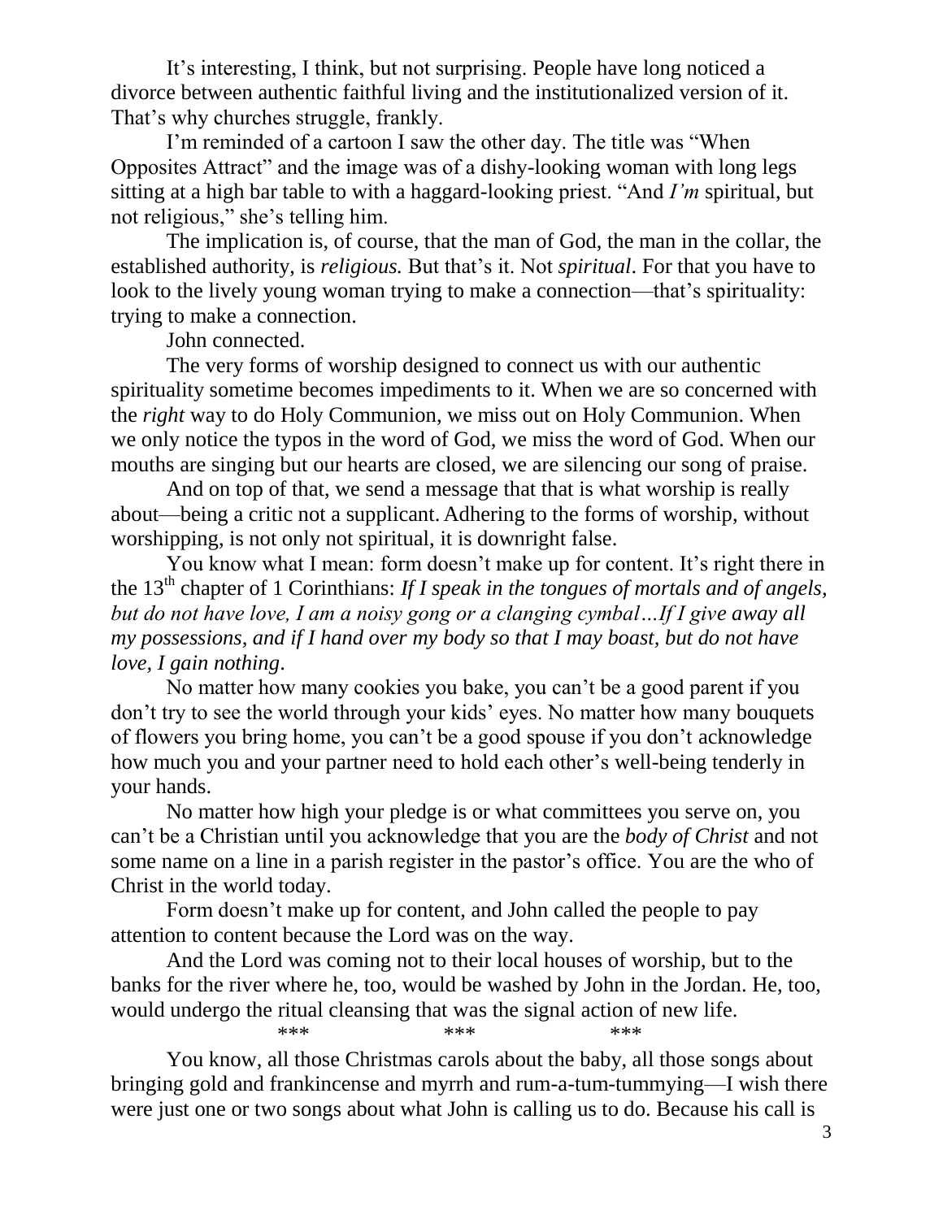It's interesting, I think, but not surprising. People have long noticed a divorce between authentic faithful living and the institutionalized version of it. That's why churches struggle, frankly.

I'm reminded of a cartoon I saw the other day. The title was "When Opposites Attract" and the image was of a dishy-looking woman with long legs sitting at a high bar table to with a haggard-looking priest. "And *I'm* spiritual, but not religious," she's telling him.

The implication is, of course, that the man of God, the man in the collar, the established authority, is *religious.* But that's it. Not *spiritual*. For that you have to look to the lively young woman trying to make a connection—that's spirituality: trying to make a connection.

John connected.

The very forms of worship designed to connect us with our authentic spirituality sometime becomes impediments to it. When we are so concerned with the *right* way to do Holy Communion, we miss out on Holy Communion. When we only notice the typos in the word of God, we miss the word of God. When our mouths are singing but our hearts are closed, we are silencing our song of praise.

And on top of that, we send a message that that is what worship is really about—being a critic not a supplicant. Adhering to the forms of worship, without worshipping, is not only not spiritual, it is downright false.

You know what I mean: form doesn't make up for content. It's right there in the 13th chapter of 1 Corinthians: *If I speak in the tongues of mortals and of angels, but do not have love, I am a noisy gong or a clanging cymbal…If I give away all my possessions, and if I hand over my body so that I may boast, but do not have love, I gain nothing*.

No matter how many cookies you bake, you can't be a good parent if you don't try to see the world through your kids' eyes. No matter how many bouquets of flowers you bring home, you can't be a good spouse if you don't acknowledge how much you and your partner need to hold each other's well-being tenderly in your hands.

No matter how high your pledge is or what committees you serve on, you can't be a Christian until you acknowledge that you are the *body of Christ* and not some name on a line in a parish register in the pastor's office. You are the who of Christ in the world today.

Form doesn't make up for content, and John called the people to pay attention to content because the Lord was on the way.

And the Lord was coming not to their local houses of worship, but to the banks for the river where he, too, would be washed by John in the Jordan. He, too, would undergo the ritual cleansing that was the signal action of new life.

*** *** ***

You know, all those Christmas carols about the baby, all those songs about bringing gold and frankincense and myrrh and rum-a-tum-tummying—I wish there were just one or two songs about what John is calling us to do. Because his call is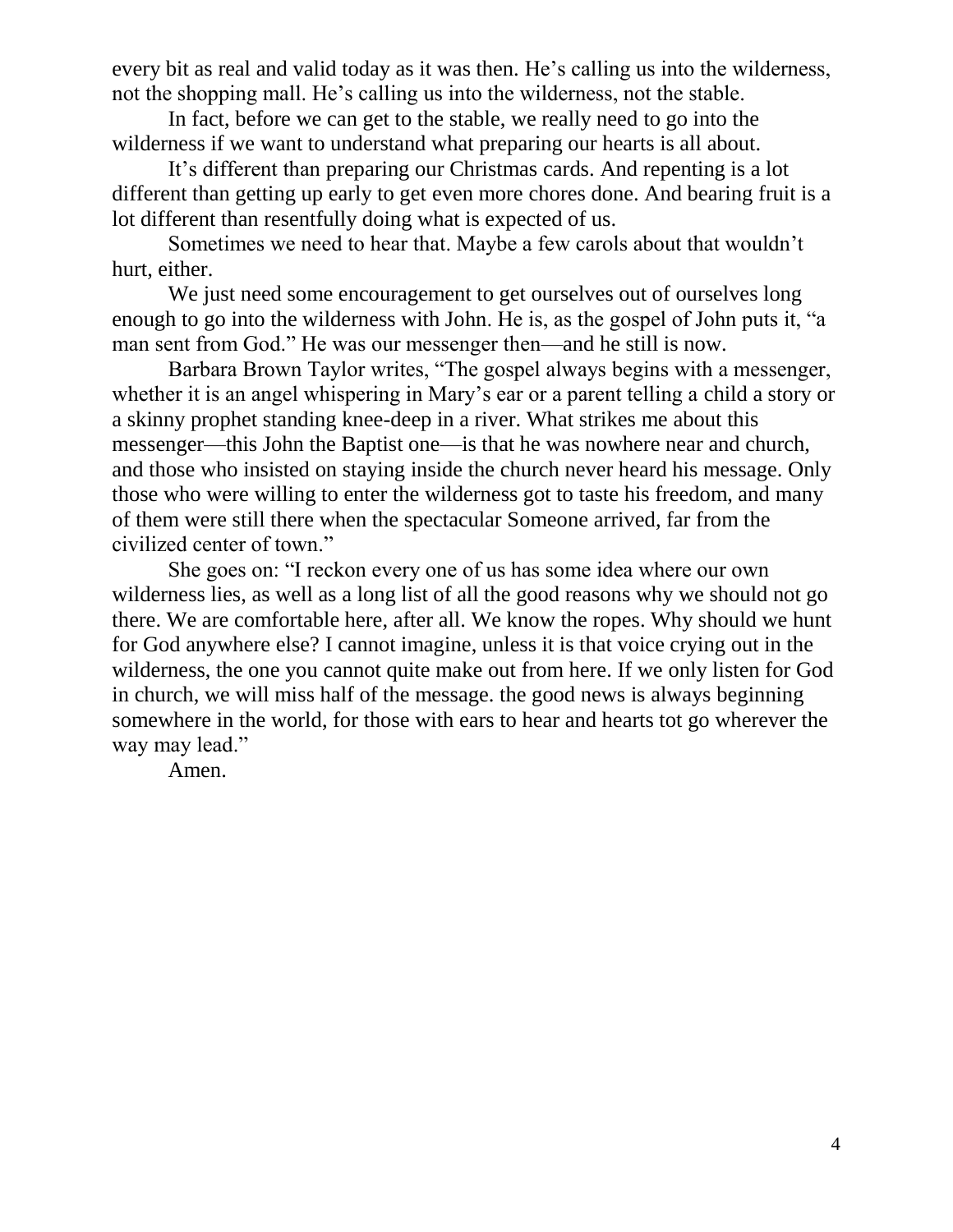every bit as real and valid today as it was then. He's calling us into the wilderness, not the shopping mall. He's calling us into the wilderness, not the stable.

In fact, before we can get to the stable, we really need to go into the wilderness if we want to understand what preparing our hearts is all about.

It's different than preparing our Christmas cards. And repenting is a lot different than getting up early to get even more chores done. And bearing fruit is a lot different than resentfully doing what is expected of us.

Sometimes we need to hear that. Maybe a few carols about that wouldn't hurt, either.

We just need some encouragement to get ourselves out of ourselves long enough to go into the wilderness with John. He is, as the gospel of John puts it, "a man sent from God." He was our messenger then—and he still is now.

Barbara Brown Taylor writes, "The gospel always begins with a messenger, whether it is an angel whispering in Mary's ear or a parent telling a child a story or a skinny prophet standing knee-deep in a river. What strikes me about this messenger—this John the Baptist one—is that he was nowhere near and church, and those who insisted on staying inside the church never heard his message. Only those who were willing to enter the wilderness got to taste his freedom, and many of them were still there when the spectacular Someone arrived, far from the civilized center of town."

She goes on: "I reckon every one of us has some idea where our own wilderness lies, as well as a long list of all the good reasons why we should not go there. We are comfortable here, after all. We know the ropes. Why should we hunt for God anywhere else? I cannot imagine, unless it is that voice crying out in the wilderness, the one you cannot quite make out from here. If we only listen for God in church, we will miss half of the message. the good news is always beginning somewhere in the world, for those with ears to hear and hearts tot go wherever the way may lead."

Amen.